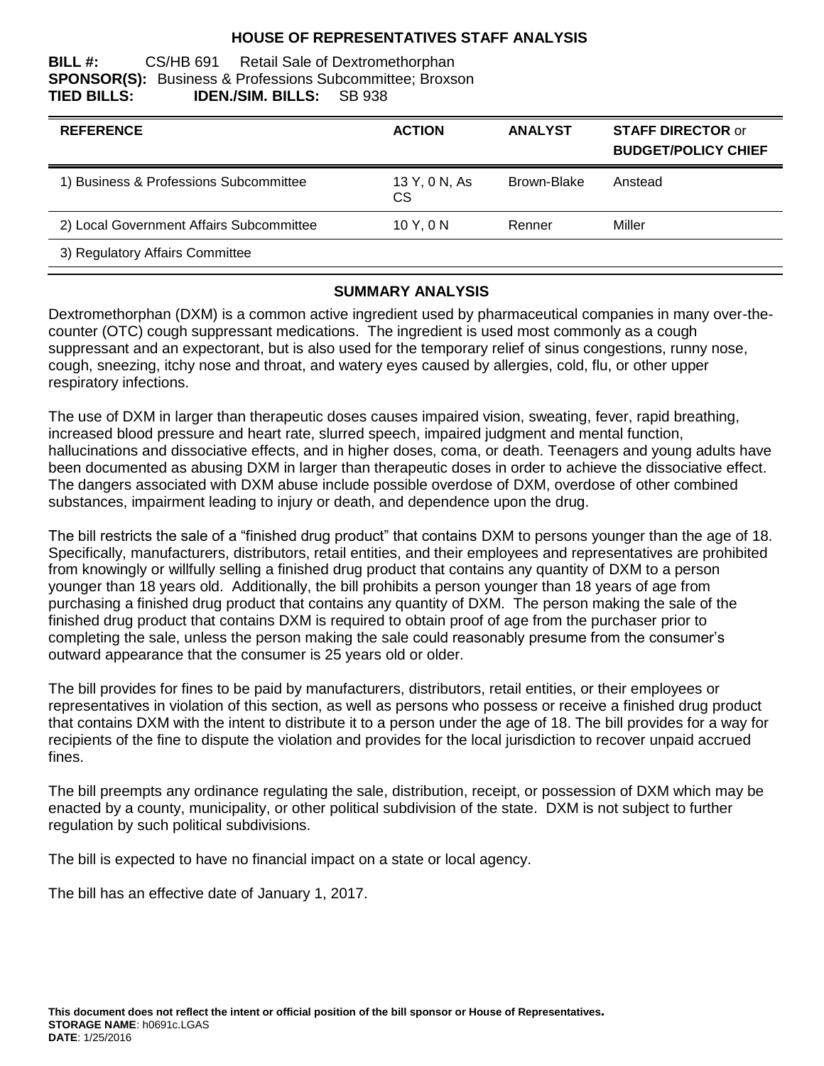# HOUSE OF REPRESENTATIVES STAFF ANALYSIS

**BILL #:** CS/HB 691 Retail Sale of Dextromethorphan
**SPONSOR(S):** Business & Professions Subcommittee; Broxson
**TIED BILLS:** **IDEN./SIM. BILLS:** SB 938

| REFERENCE | ACTION | ANALYST | STAFF DIRECTOR or BUDGET/POLICY CHIEF |
|---|---|---|---|
| 1) Business & Professions Subcommittee | 13 Y, 0 N, As CS | Brown-Blake | Anstead |
| 2) Local Government Affairs Subcommittee | 10 Y, 0 N | Renner | Miller |
| 3) Regulatory Affairs Committee | | | |

## SUMMARY ANALYSIS

Dextromethorphan (DXM) is a common active ingredient used by pharmaceutical companies in many over-the-counter (OTC) cough suppressant medications. The ingredient is used most commonly as a cough suppressant and an expectorant, but is also used for the temporary relief of sinus congestions, runny nose, cough, sneezing, itchy nose and throat, and watery eyes caused by allergies, cold, flu, or other upper respiratory infections.

The use of DXM in larger than therapeutic doses causes impaired vision, sweating, fever, rapid breathing, increased blood pressure and heart rate, slurred speech, impaired judgment and mental function, hallucinations and dissociative effects, and in higher doses, coma, or death. Teenagers and young adults have been documented as abusing DXM in larger than therapeutic doses in order to achieve the dissociative effect. The dangers associated with DXM abuse include possible overdose of DXM, overdose of other combined substances, impairment leading to injury or death, and dependence upon the drug.

The bill restricts the sale of a "finished drug product" that contains DXM to persons younger than the age of 18. Specifically, manufacturers, distributors, retail entities, and their employees and representatives are prohibited from knowingly or willfully selling a finished drug product that contains any quantity of DXM to a person younger than 18 years old. Additionally, the bill prohibits a person younger than 18 years of age from purchasing a finished drug product that contains any quantity of DXM. The person making the sale of the finished drug product that contains DXM is required to obtain proof of age from the purchaser prior to completing the sale, unless the person making the sale could reasonably presume from the consumer's outward appearance that the consumer is 25 years old or older.

The bill provides for fines to be paid by manufacturers, distributors, retail entities, or their employees or representatives in violation of this section, as well as persons who possess or receive a finished drug product that contains DXM with the intent to distribute it to a person under the age of 18. The bill provides for a way for recipients of the fine to dispute the violation and provides for the local jurisdiction to recover unpaid accrued fines.

The bill preempts any ordinance regulating the sale, distribution, receipt, or possession of DXM which may be enacted by a county, municipality, or other political subdivision of the state. DXM is not subject to further regulation by such political subdivisions.

The bill is expected to have no financial impact on a state or local agency.

The bill has an effective date of January 1, 2017.

**This document does not reflect the intent or official position of the bill sponsor or House of Representatives.**
**STORAGE NAME**: h0691c.LGAS
**DATE**: 1/25/2016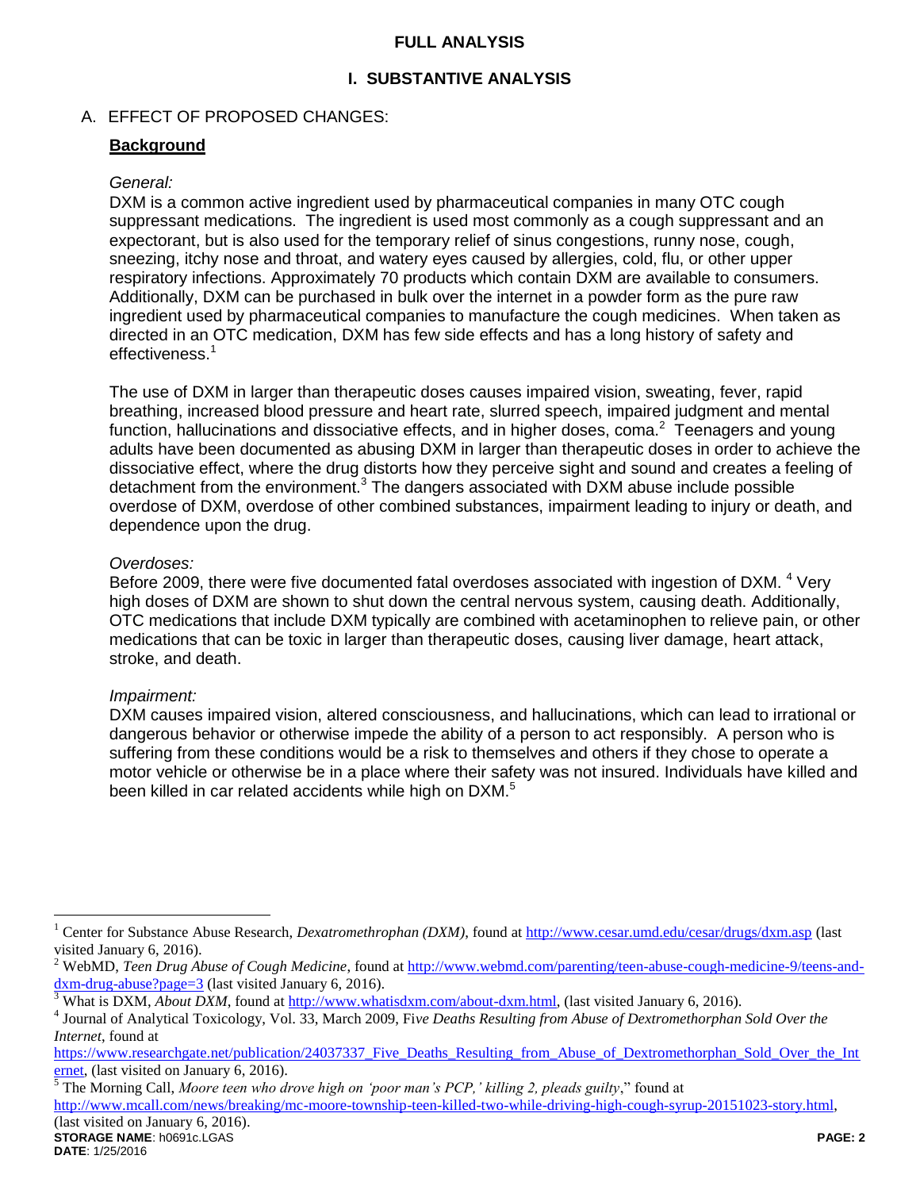## FULL ANALYSIS

## I. SUBSTANTIVE ANALYSIS

A. EFFECT OF PROPOSED CHANGES:

**Background**

*General:*

DXM is a common active ingredient used by pharmaceutical companies in many OTC cough suppressant medications. The ingredient is used most commonly as a cough suppressant and an expectorant, but is also used for the temporary relief of sinus congestions, runny nose, cough, sneezing, itchy nose and throat, and watery eyes caused by allergies, cold, flu, or other upper respiratory infections. Approximately 70 products which contain DXM are available to consumers. Additionally, DXM can be purchased in bulk over the internet in a powder form as the pure raw ingredient used by pharmaceutical companies to manufacture the cough medicines. When taken as directed in an OTC medication, DXM has few side effects and has a long history of safety and effectiveness.[1]

The use of DXM in larger than therapeutic doses causes impaired vision, sweating, fever, rapid breathing, increased blood pressure and heart rate, slurred speech, impaired judgment and mental function, hallucinations and dissociative effects, and in higher doses, coma.[2] Teenagers and young adults have been documented as abusing DXM in larger than therapeutic doses in order to achieve the dissociative effect, where the drug distorts how they perceive sight and sound and creates a feeling of detachment from the environment.[3] The dangers associated with DXM abuse include possible overdose of DXM, overdose of other combined substances, impairment leading to injury or death, and dependence upon the drug.

*Overdoses:*

Before 2009, there were five documented fatal overdoses associated with ingestion of DXM.[4] Very high doses of DXM are shown to shut down the central nervous system, causing death. Additionally, OTC medications that include DXM typically are combined with acetaminophen to relieve pain, or other medications that can be toxic in larger than therapeutic doses, causing liver damage, heart attack, stroke, and death.

*Impairment:*

DXM causes impaired vision, altered consciousness, and hallucinations, which can lead to irrational or dangerous behavior or otherwise impede the ability of a person to act responsibly. A person who is suffering from these conditions would be a risk to themselves and others if they chose to operate a motor vehicle or otherwise be in a place where their safety was not insured. Individuals have killed and been killed in car related accidents while high on DXM.[5]

---

[1] Center for Substance Abuse Research, *Dexatromethrophan (DXM)*, found at http://www.cesar.umd.edu/cesar/drugs/dxm.asp (last visited January 6, 2016).

[2] WebMD, *Teen Drug Abuse of Cough Medicine*, found at http://www.webmd.com/parenting/teen-abuse-cough-medicine-9/teens-and-dxm-drug-abuse?page=3 (last visited January 6, 2016).

[3] What is DXM, *About DXM*, found at http://www.whatisdxm.com/about-dxm.html, (last visited January 6, 2016).

[4] Journal of Analytical Toxicology, Vol. 33, March 2009, *Five Deaths Resulting from Abuse of Dextromethorphan Sold Over the Internet*, found at https://www.researchgate.net/publication/24037337_Five_Deaths_Resulting_from_Abuse_of_Dextromethorphan_Sold_Over_the_Internet, (last visited on January 6, 2016).

[5] The Morning Call, *Moore teen who drove high on 'poor man's PCP,' killing 2, pleads guilty*," found at http://www.mcall.com/news/breaking/mc-moore-township-teen-killed-two-while-driving-high-cough-syrup-20151023-story.html, (last visited on January 6, 2016).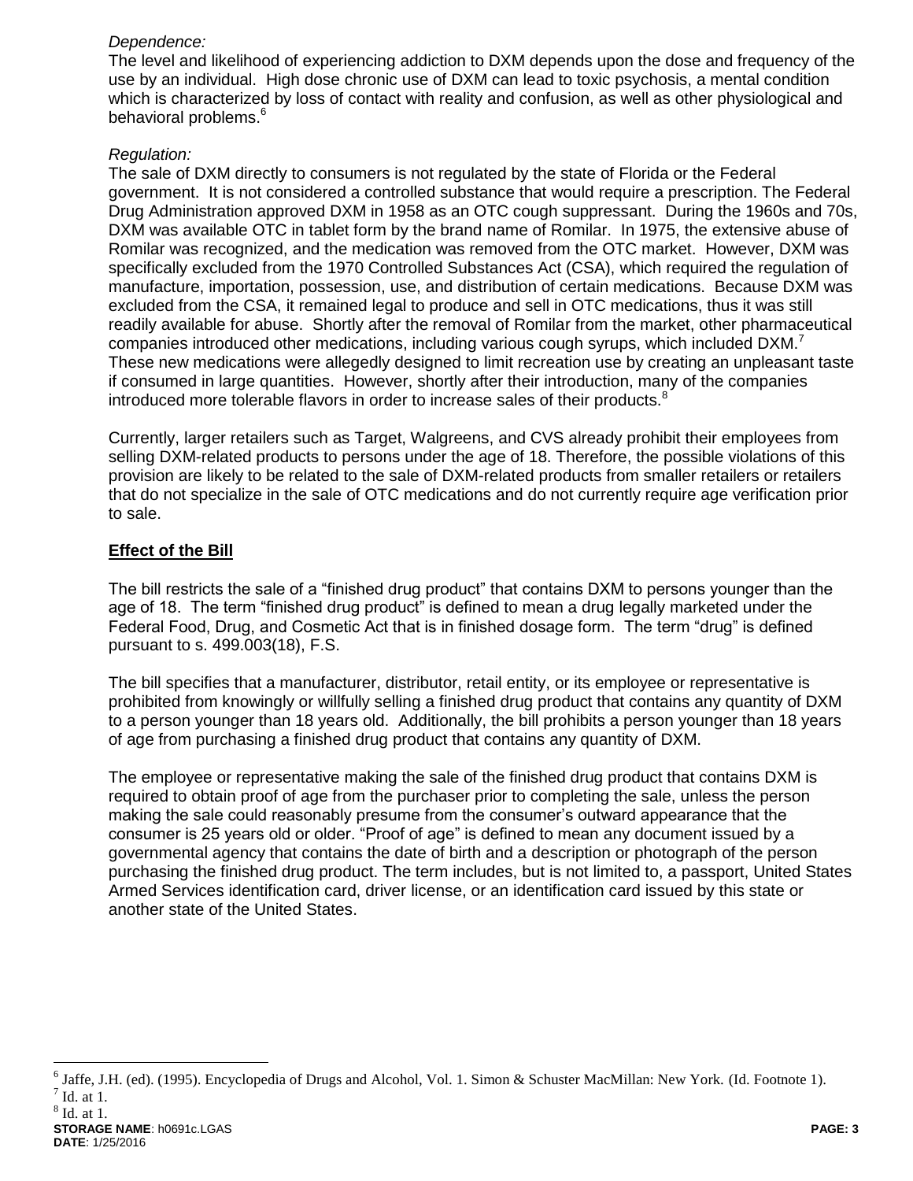*Dependence:*

The level and likelihood of experiencing addiction to DXM depends upon the dose and frequency of the use by an individual. High dose chronic use of DXM can lead to toxic psychosis, a mental condition which is characterized by loss of contact with reality and confusion, as well as other physiological and behavioral problems.[6]

*Regulation:*

The sale of DXM directly to consumers is not regulated by the state of Florida or the Federal government. It is not considered a controlled substance that would require a prescription. The Federal Drug Administration approved DXM in 1958 as an OTC cough suppressant. During the 1960s and 70s, DXM was available OTC in tablet form by the brand name of Romilar. In 1975, the extensive abuse of Romilar was recognized, and the medication was removed from the OTC market. However, DXM was specifically excluded from the 1970 Controlled Substances Act (CSA), which required the regulation of manufacture, importation, possession, use, and distribution of certain medications. Because DXM was excluded from the CSA, it remained legal to produce and sell in OTC medications, thus it was still readily available for abuse. Shortly after the removal of Romilar from the market, other pharmaceutical companies introduced other medications, including various cough syrups, which included DXM.[7] These new medications were allegedly designed to limit recreation use by creating an unpleasant taste if consumed in large quantities. However, shortly after their introduction, many of the companies introduced more tolerable flavors in order to increase sales of their products.[8]

Currently, larger retailers such as Target, Walgreens, and CVS already prohibit their employees from selling DXM-related products to persons under the age of 18. Therefore, the possible violations of this provision are likely to be related to the sale of DXM-related products from smaller retailers or retailers that do not specialize in the sale of OTC medications and do not currently require age verification prior to sale.

**Effect of the Bill**

The bill restricts the sale of a "finished drug product" that contains DXM to persons younger than the age of 18. The term "finished drug product" is defined to mean a drug legally marketed under the Federal Food, Drug, and Cosmetic Act that is in finished dosage form. The term "drug" is defined pursuant to s. 499.003(18), F.S.

The bill specifies that a manufacturer, distributor, retail entity, or its employee or representative is prohibited from knowingly or willfully selling a finished drug product that contains any quantity of DXM to a person younger than 18 years old. Additionally, the bill prohibits a person younger than 18 years of age from purchasing a finished drug product that contains any quantity of DXM.

The employee or representative making the sale of the finished drug product that contains DXM is required to obtain proof of age from the purchaser prior to completing the sale, unless the person making the sale could reasonably presume from the consumer's outward appearance that the consumer is 25 years old or older. "Proof of age" is defined to mean any document issued by a governmental agency that contains the date of birth and a description or photograph of the person purchasing the finished drug product. The term includes, but is not limited to, a passport, United States Armed Services identification card, driver license, or an identification card issued by this state or another state of the United States.

---

[6] Jaffe, J.H. (ed). (1995). Encyclopedia of Drugs and Alcohol, Vol. 1. Simon & Schuster MacMillan: New York. (Id. Footnote 1).

[7] Id. at 1.

[8] Id. at 1.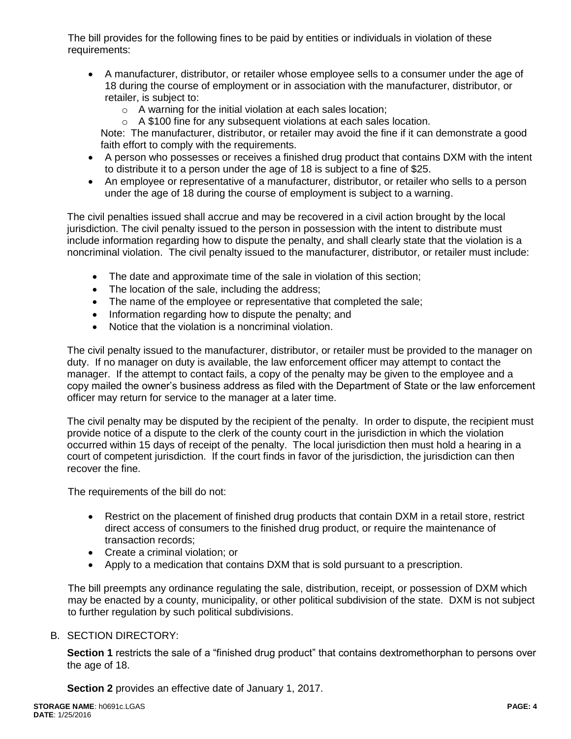The bill provides for the following fines to be paid by entities or individuals in violation of these requirements:

- A manufacturer, distributor, or retailer whose employee sells to a consumer under the age of 18 during the course of employment or in association with the manufacturer, distributor, or retailer, is subject to:
  - A warning for the initial violation at each sales location;
  - A $100 fine for any subsequent violations at each sales location.

  Note: The manufacturer, distributor, or retailer may avoid the fine if it can demonstrate a good faith effort to comply with the requirements.
- A person who possesses or receives a finished drug product that contains DXM with the intent to distribute it to a person under the age of 18 is subject to a fine of $25.
- An employee or representative of a manufacturer, distributor, or retailer who sells to a person under the age of 18 during the course of employment is subject to a warning.

The civil penalties issued shall accrue and may be recovered in a civil action brought by the local jurisdiction. The civil penalty issued to the person in possession with the intent to distribute must include information regarding how to dispute the penalty, and shall clearly state that the violation is a noncriminal violation. The civil penalty issued to the manufacturer, distributor, or retailer must include:

- The date and approximate time of the sale in violation of this section;
- The location of the sale, including the address;
- The name of the employee or representative that completed the sale;
- Information regarding how to dispute the penalty; and
- Notice that the violation is a noncriminal violation.

The civil penalty issued to the manufacturer, distributor, or retailer must be provided to the manager on duty. If no manager on duty is available, the law enforcement officer may attempt to contact the manager. If the attempt to contact fails, a copy of the penalty may be given to the employee and a copy mailed the owner's business address as filed with the Department of State or the law enforcement officer may return for service to the manager at a later time.

The civil penalty may be disputed by the recipient of the penalty. In order to dispute, the recipient must provide notice of a dispute to the clerk of the county court in the jurisdiction in which the violation occurred within 15 days of receipt of the penalty. The local jurisdiction then must hold a hearing in a court of competent jurisdiction. If the court finds in favor of the jurisdiction, the jurisdiction can then recover the fine.

The requirements of the bill do not:

- Restrict on the placement of finished drug products that contain DXM in a retail store, restrict direct access of consumers to the finished drug product, or require the maintenance of transaction records;
- Create a criminal violation; or
- Apply to a medication that contains DXM that is sold pursuant to a prescription.

The bill preempts any ordinance regulating the sale, distribution, receipt, or possession of DXM which may be enacted by a county, municipality, or other political subdivision of the state. DXM is not subject to further regulation by such political subdivisions.

B. SECTION DIRECTORY:

**Section 1** restricts the sale of a "finished drug product" that contains dextromethorphan to persons over the age of 18.

**Section 2** provides an effective date of January 1, 2017.

**STORAGE NAME**: h0691c.LGAS
**DATE**: 1/25/2016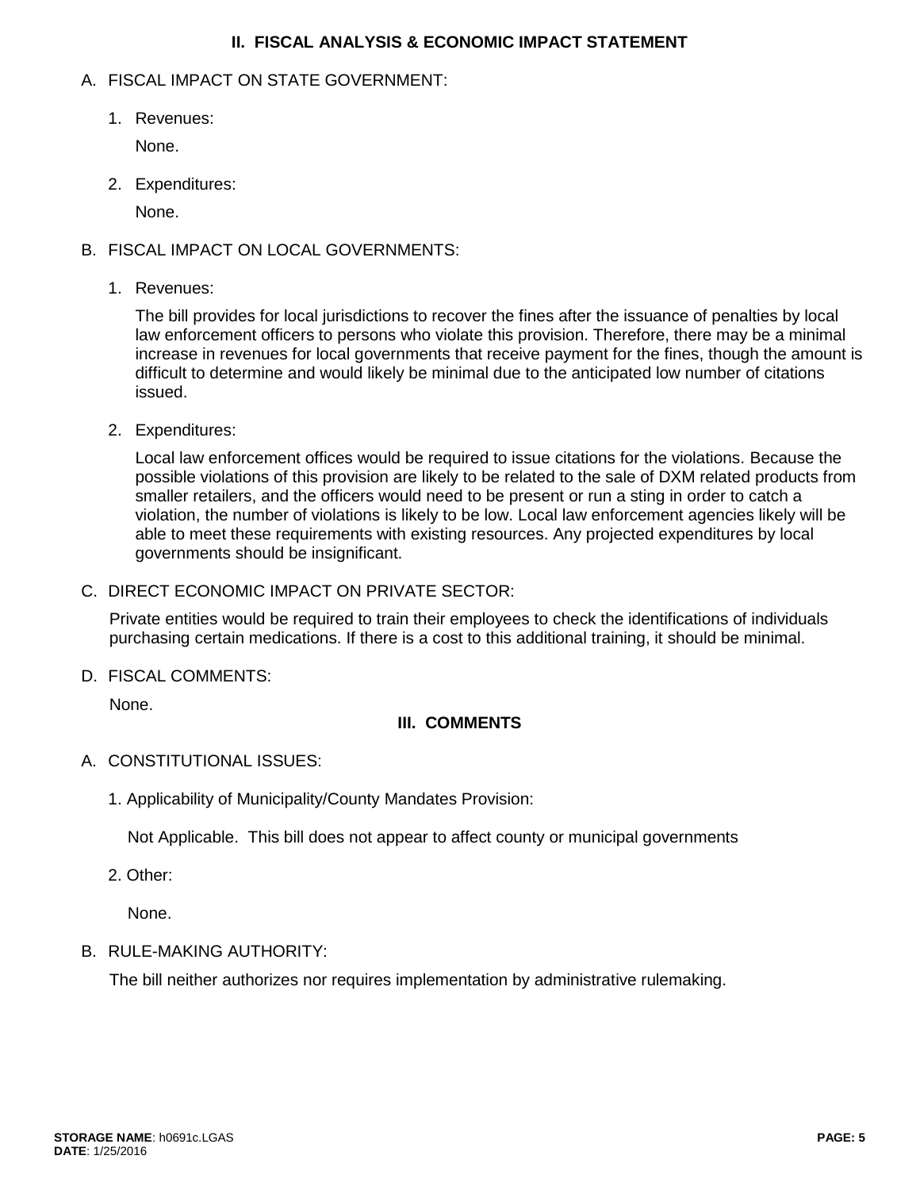## II. FISCAL ANALYSIS & ECONOMIC IMPACT STATEMENT

A. FISCAL IMPACT ON STATE GOVERNMENT:

1. Revenues:

   None.

2. Expenditures:

   None.

B. FISCAL IMPACT ON LOCAL GOVERNMENTS:

1. Revenues:

   The bill provides for local jurisdictions to recover the fines after the issuance of penalties by local law enforcement officers to persons who violate this provision. Therefore, there may be a minimal increase in revenues for local governments that receive payment for the fines, though the amount is difficult to determine and would likely be minimal due to the anticipated low number of citations issued.

2. Expenditures:

   Local law enforcement offices would be required to issue citations for the violations. Because the possible violations of this provision are likely to be related to the sale of DXM related products from smaller retailers, and the officers would need to be present or run a sting in order to catch a violation, the number of violations is likely to be low. Local law enforcement agencies likely will be able to meet these requirements with existing resources. Any projected expenditures by local governments should be insignificant.

C. DIRECT ECONOMIC IMPACT ON PRIVATE SECTOR:

   Private entities would be required to train their employees to check the identifications of individuals purchasing certain medications. If there is a cost to this additional training, it should be minimal.

D. FISCAL COMMENTS:

   None.

## III. COMMENTS

A. CONSTITUTIONAL ISSUES:

1. Applicability of Municipality/County Mandates Provision:

   Not Applicable. This bill does not appear to affect county or municipal governments

2. Other:

   None.

B. RULE-MAKING AUTHORITY:

   The bill neither authorizes nor requires implementation by administrative rulemaking.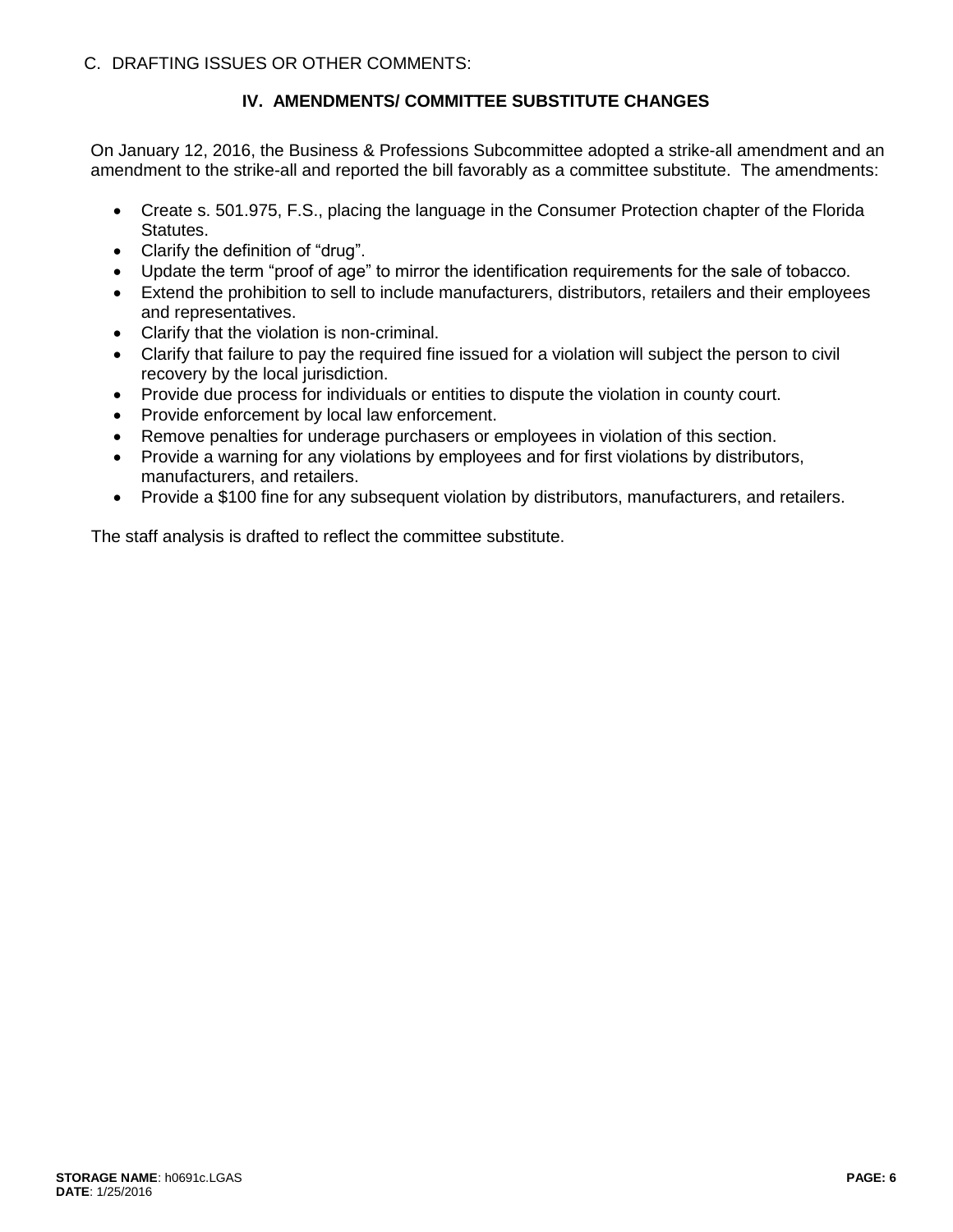C. DRAFTING ISSUES OR OTHER COMMENTS:

## IV. AMENDMENTS/ COMMITTEE SUBSTITUTE CHANGES

On January 12, 2016, the Business & Professions Subcommittee adopted a strike-all amendment and an amendment to the strike-all and reported the bill favorably as a committee substitute. The amendments:

- Create s. 501.975, F.S., placing the language in the Consumer Protection chapter of the Florida Statutes.
- Clarify the definition of "drug".
- Update the term "proof of age" to mirror the identification requirements for the sale of tobacco.
- Extend the prohibition to sell to include manufacturers, distributors, retailers and their employees and representatives.
- Clarify that the violation is non-criminal.
- Clarify that failure to pay the required fine issued for a violation will subject the person to civil recovery by the local jurisdiction.
- Provide due process for individuals or entities to dispute the violation in county court.
- Provide enforcement by local law enforcement.
- Remove penalties for underage purchasers or employees in violation of this section.
- Provide a warning for any violations by employees and for first violations by distributors, manufacturers, and retailers.
- Provide a $100 fine for any subsequent violation by distributors, manufacturers, and retailers.

The staff analysis is drafted to reflect the committee substitute.